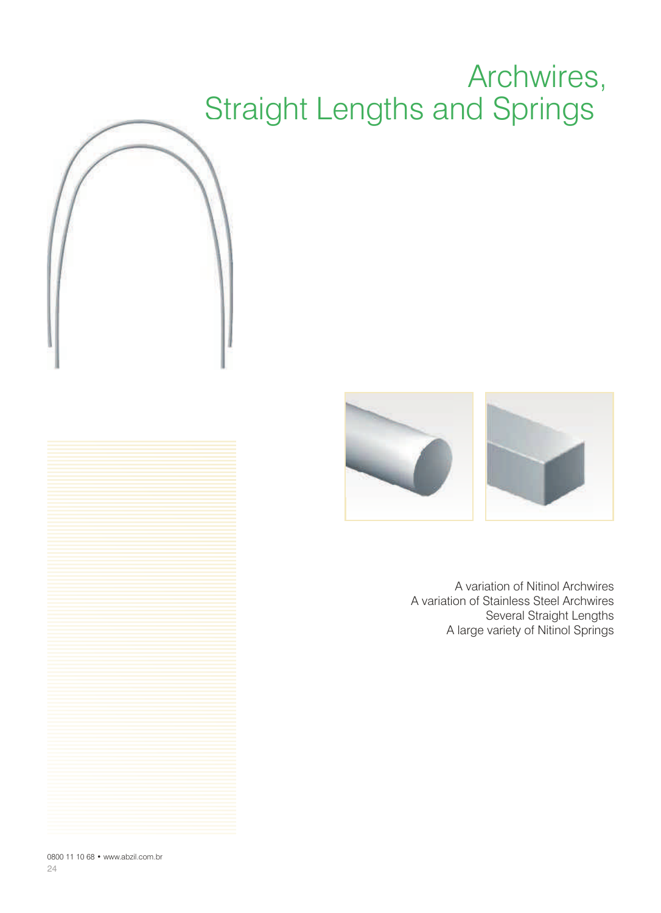# Archwires, Straight Lengths and Springs

A variation of Nitinol Archwires
A variation of Stainless Steel Archwires
Several Straight Lengths
A large variety of Nitinol Springs

0800 11 10 68 • www.abzil.com.br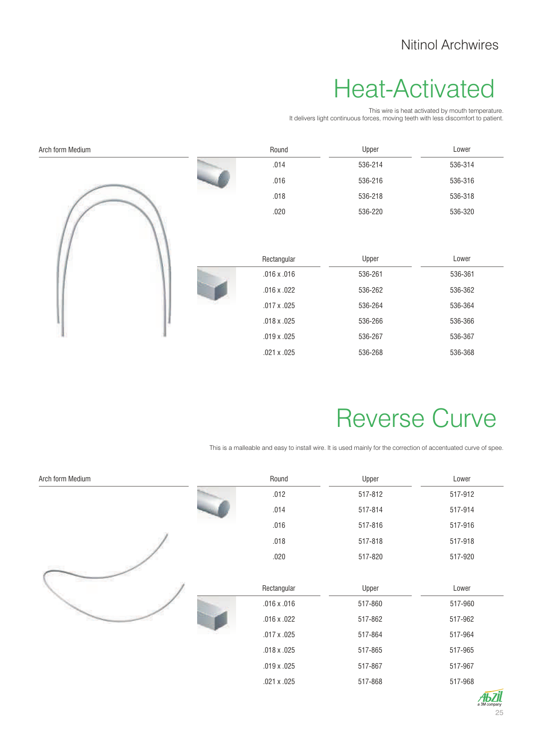# Nitinol Archwires

## Heat-Activated

This wire is heat activated by mouth temperature.
It delivers light continuous forces, moving teeth with less discomfort to patient.

Arch form Medium

| Round | Upper | Lower |
|---|---|---|
| .014 | 536-214 | 536-314 |
| .016 | 536-216 | 536-316 |
| .018 | 536-218 | 536-318 |
| .020 | 536-220 | 536-320 |

| Rectangular | Upper | Lower |
|---|---|---|
| .016 x .016 | 536-261 | 536-361 |
| .016 x .022 | 536-262 | 536-362 |
| .017 x .025 | 536-264 | 536-364 |
| .018 x .025 | 536-266 | 536-366 |
| .019 x .025 | 536-267 | 536-367 |
| .021 x .025 | 536-268 | 536-368 |

## Reverse Curve

This is a malleable and easy to install wire. It is used mainly for the correction of accentuated curve of spee.

Arch form Medium

| Round | Upper | Lower |
|---|---|---|
| .012 | 517-812 | 517-912 |
| .014 | 517-814 | 517-914 |
| .016 | 517-816 | 517-916 |
| .018 | 517-818 | 517-918 |
| .020 | 517-820 | 517-920 |

| Rectangular | Upper | Lower |
|---|---|---|
| .016 x .016 | 517-860 | 517-960 |
| .016 x .022 | 517-862 | 517-962 |
| .017 x .025 | 517-864 | 517-964 |
| .018 x .025 | 517-865 | 517-965 |
| .019 x .025 | 517-867 | 517-967 |
| .021 x .025 | 517-868 | 517-968 |

Abzil
a 3M company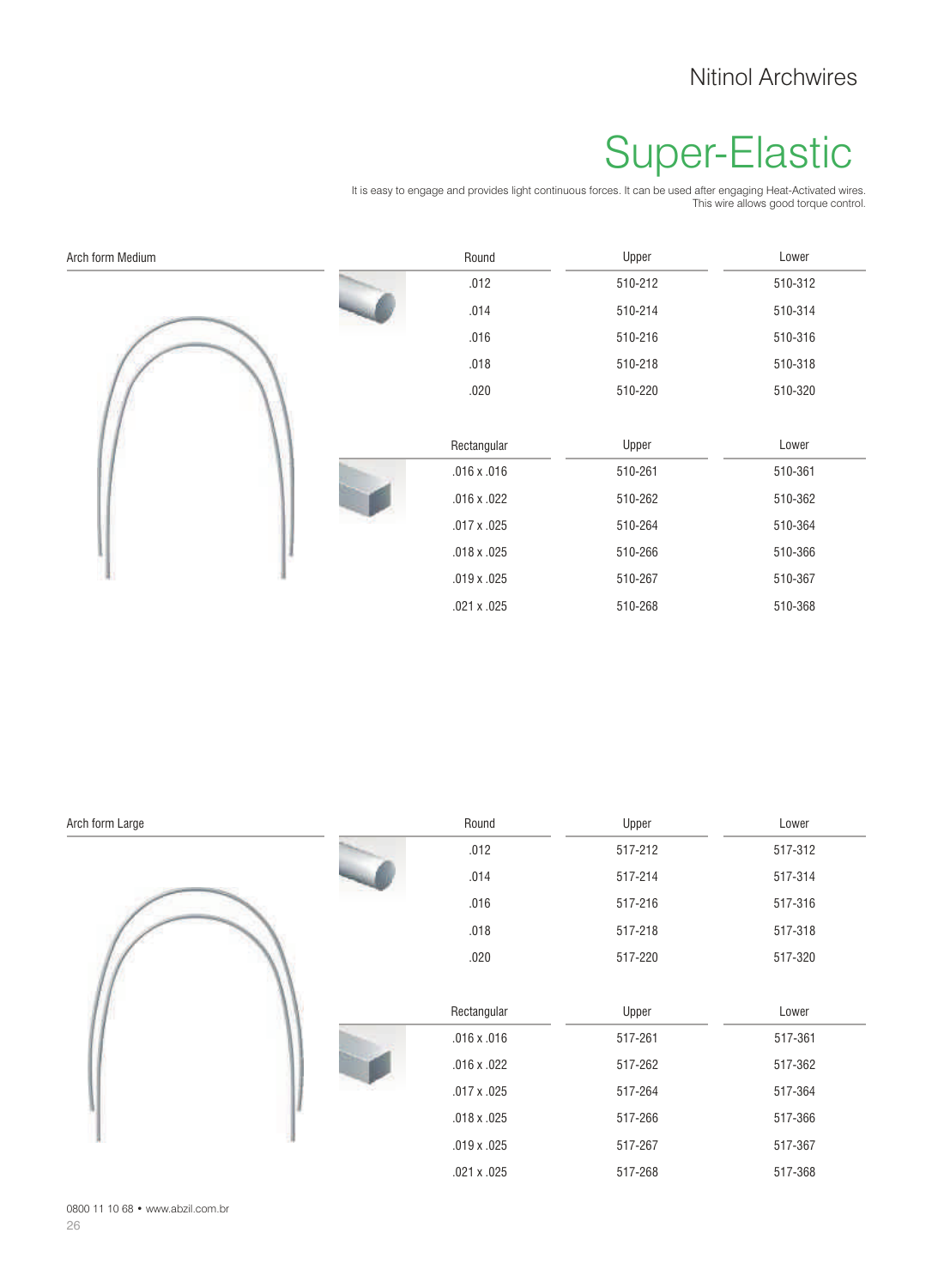Nitinol Archwires

# Super-Elastic

It is easy to engage and provides light continuous forces. It can be used after engaging Heat-Activated wires. This wire allows good torque control.

## Arch form Medium

| Round | Upper | Lower |
|---|---|---|
| .012 | 510-212 | 510-312 |
| .014 | 510-214 | 510-314 |
| .016 | 510-216 | 510-316 |
| .018 | 510-218 | 510-318 |
| .020 | 510-220 | 510-320 |

| Rectangular | Upper | Lower |
|---|---|---|
| .016 x .016 | 510-261 | 510-361 |
| .016 x .022 | 510-262 | 510-362 |
| .017 x .025 | 510-264 | 510-364 |
| .018 x .025 | 510-266 | 510-366 |
| .019 x .025 | 510-267 | 510-367 |
| .021 x .025 | 510-268 | 510-368 |

## Arch form Large

| Round | Upper | Lower |
|---|---|---|
| .012 | 517-212 | 517-312 |
| .014 | 517-214 | 517-314 |
| .016 | 517-216 | 517-316 |
| .018 | 517-218 | 517-318 |
| .020 | 517-220 | 517-320 |

| Rectangular | Upper | Lower |
|---|---|---|
| .016 x .016 | 517-261 | 517-361 |
| .016 x .022 | 517-262 | 517-362 |
| .017 x .025 | 517-264 | 517-364 |
| .018 x .025 | 517-266 | 517-366 |
| .019 x .025 | 517-267 | 517-367 |
| .021 x .025 | 517-268 | 517-368 |

0800 11 10 68 • www.abzil.com.br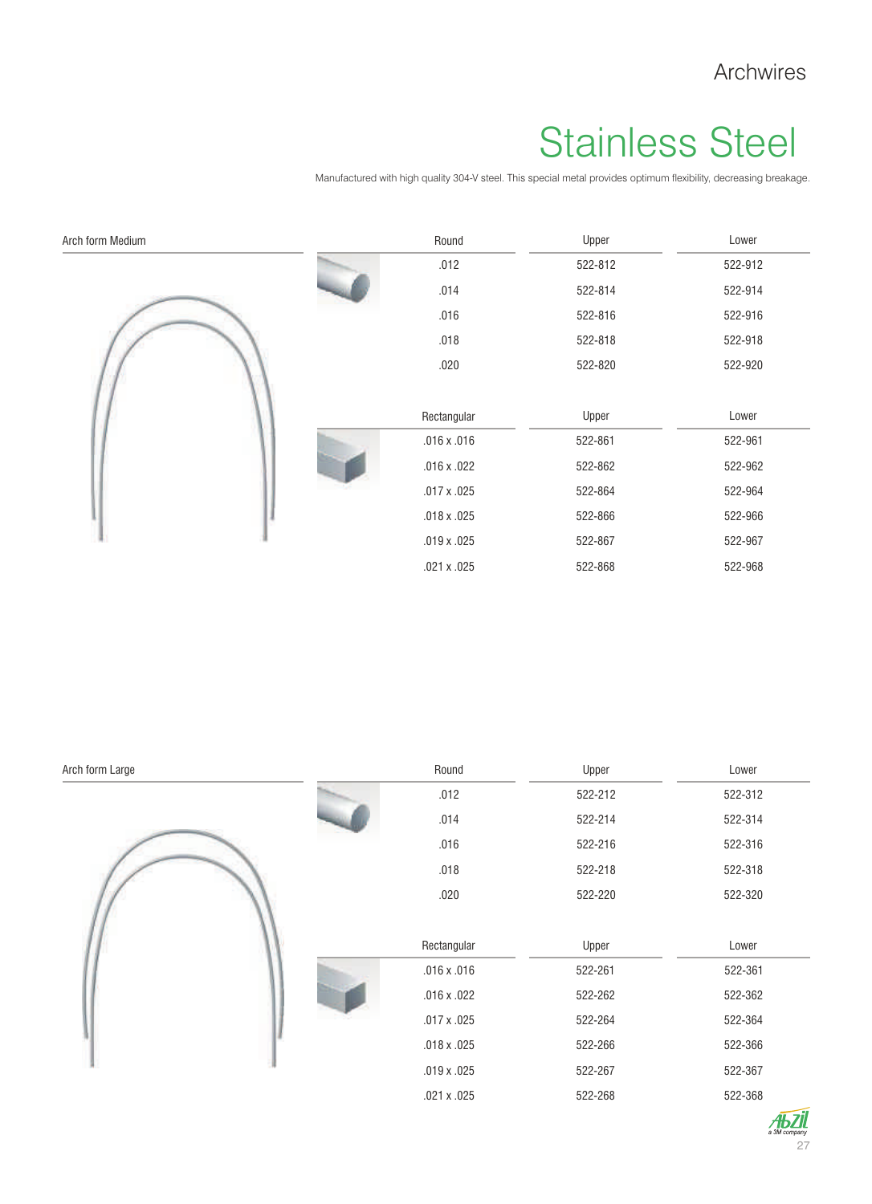Archwires

# Stainless Steel

Manufactured with high quality 304-V steel. This special metal provides optimum flexibility, decreasing breakage.

## Arch form Medium

| Round | Upper | Lower |
|---|---|---|
| .012 | 522-812 | 522-912 |
| .014 | 522-814 | 522-914 |
| .016 | 522-816 | 522-916 |
| .018 | 522-818 | 522-918 |
| .020 | 522-820 | 522-920 |

| Rectangular | Upper | Lower |
|---|---|---|
| .016 x .016 | 522-861 | 522-961 |
| .016 x .022 | 522-862 | 522-962 |
| .017 x .025 | 522-864 | 522-964 |
| .018 x .025 | 522-866 | 522-966 |
| .019 x .025 | 522-867 | 522-967 |
| .021 x .025 | 522-868 | 522-968 |

## Arch form Large

| Round | Upper | Lower |
|---|---|---|
| .012 | 522-212 | 522-312 |
| .014 | 522-214 | 522-314 |
| .016 | 522-216 | 522-316 |
| .018 | 522-218 | 522-318 |
| .020 | 522-220 | 522-320 |

| Rectangular | Upper | Lower |
|---|---|---|
| .016 x .016 | 522-261 | 522-361 |
| .016 x .022 | 522-262 | 522-362 |
| .017 x .025 | 522-264 | 522-364 |
| .018 x .025 | 522-266 | 522-366 |
| .019 x .025 | 522-267 | 522-367 |
| .021 x .025 | 522-268 | 522-368 |

Abzil
a 3M company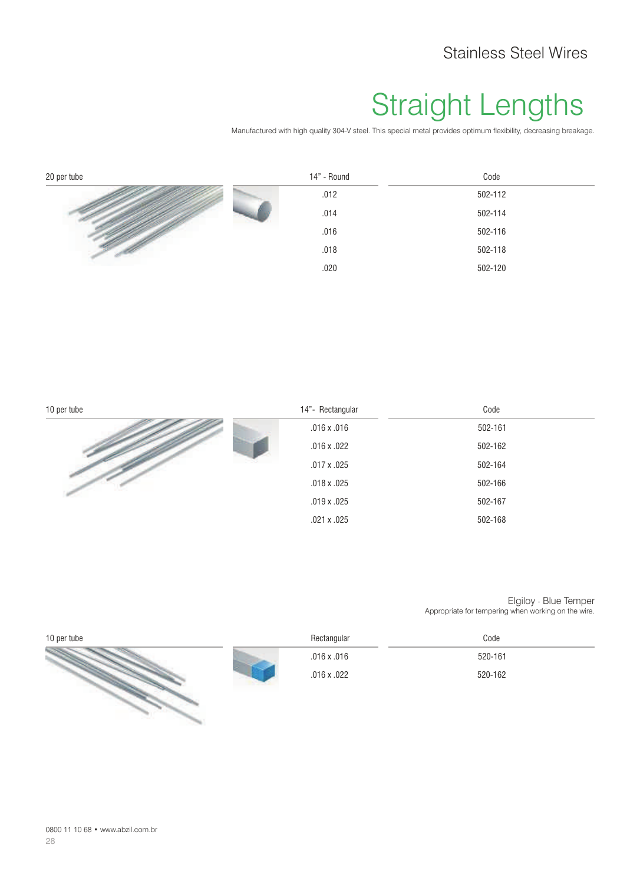# Stainless Steel Wires

## Straight Lengths

Manufactured with high quality 304-V steel. This special metal provides optimum flexibility, decreasing breakage.

20 per tube

| 14" - Round | Code |
|---|---|
| .012 | 502-112 |
| .014 | 502-114 |
| .016 | 502-116 |
| .018 | 502-118 |
| .020 | 502-120 |

10 per tube

| 14"- Rectangular | Code |
|---|---|
| .016 x .016 | 502-161 |
| .016 x .022 | 502-162 |
| .017 x .025 | 502-164 |
| .018 x .025 | 502-166 |
| .019 x .025 | 502-167 |
| .021 x .025 | 502-168 |

### Elgiloy - Blue Temper

Appropriate for tempering when working on the wire.

10 per tube

| Rectangular | Code |
|---|---|
| .016 x .016 | 520-161 |
| .016 x .022 | 520-162 |

0800 11 10 68 • www.abzil.com.br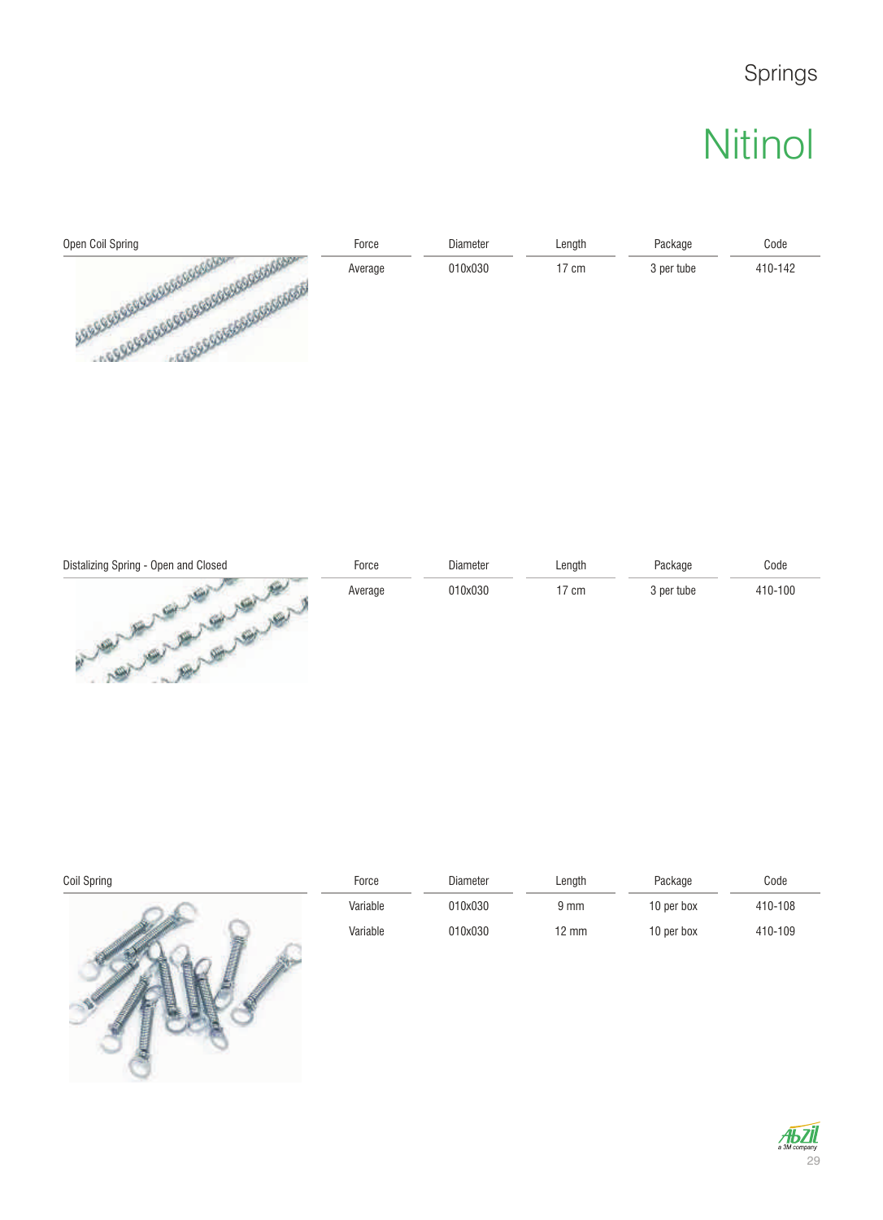# Springs

## Nitinol

| Open Coil Spring | Force | Diameter | Length | Package | Code |
|---|---|---|---|---|---|
| | Average | 010x030 | 17 cm | 3 per tube | 410-142 |

| Distalizing Spring - Open and Closed | Force | Diameter | Length | Package | Code |
|---|---|---|---|---|---|
| | Average | 010x030 | 17 cm | 3 per tube | 410-100 |

| Coil Spring | Force | Diameter | Length | Package | Code |
|---|---|---|---|---|---|
| | Variable | 010x030 | 9 mm | 10 per box | 410-108 |
| | Variable | 010x030 | 12 mm | 10 per box | 410-109 |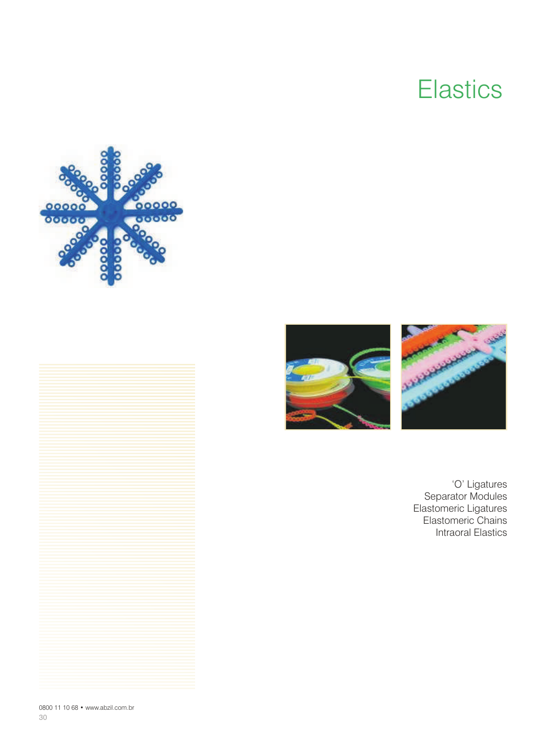# Elastics

'O' Ligatures
Separator Modules
Elastomeric Ligatures
Elastomeric Chains
Intraoral Elastics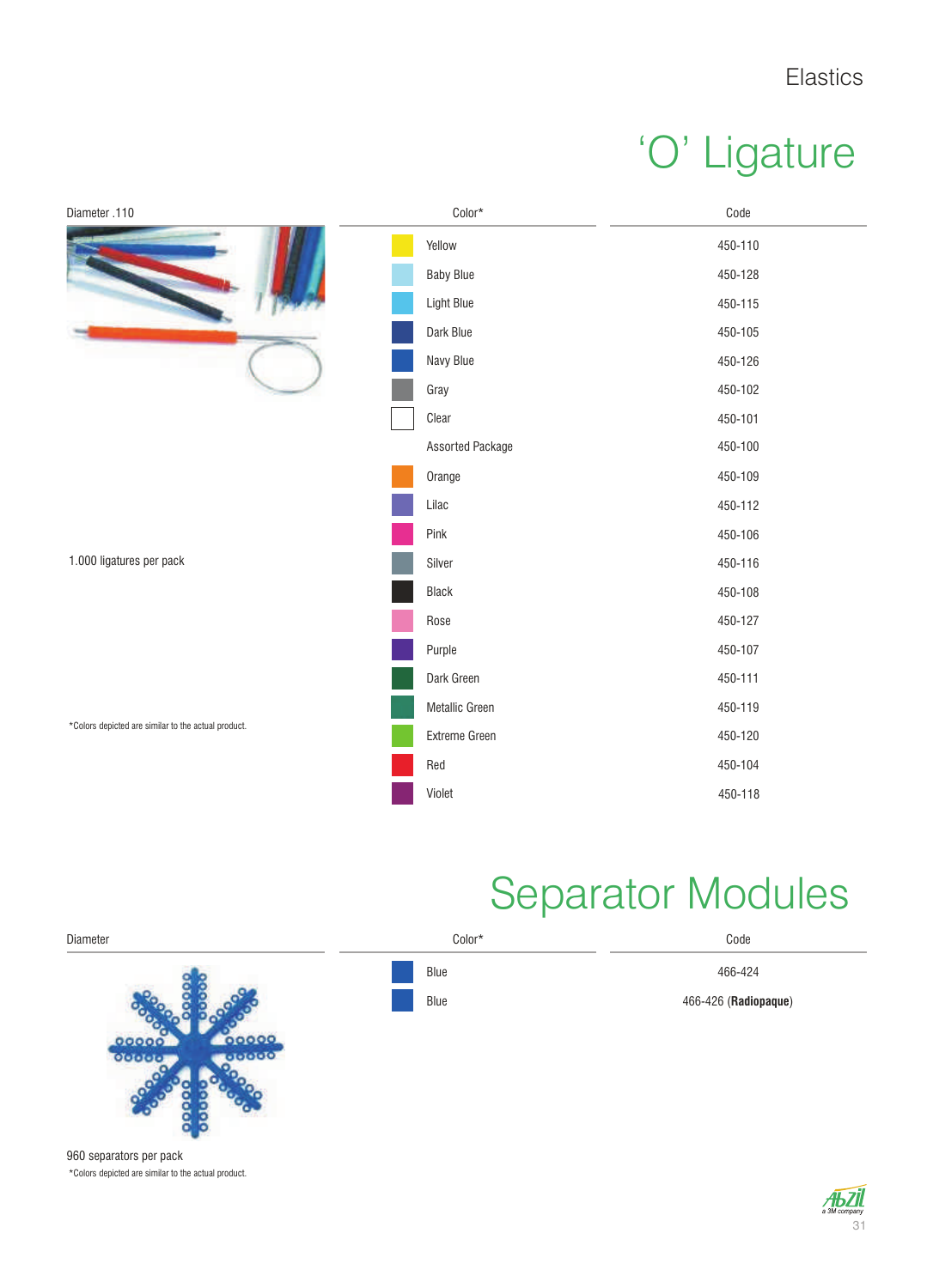Elastics

# 'O' Ligature

Diameter .110

| Color* | Code |
|---|---|
| Yellow | 450-110 |
| Baby Blue | 450-128 |
| Light Blue | 450-115 |
| Dark Blue | 450-105 |
| Navy Blue | 450-126 |
| Gray | 450-102 |
| Clear | 450-101 |
| Assorted Package | 450-100 |
| Orange | 450-109 |
| Lilac | 450-112 |
| Pink | 450-106 |
| Silver | 450-116 |
| Black | 450-108 |
| Rose | 450-127 |
| Purple | 450-107 |
| Dark Green | 450-111 |
| Metallic Green | 450-119 |
| Extreme Green | 450-120 |
| Red | 450-104 |
| Violet | 450-118 |

1.000 ligatures per pack

*Colors depicted are similar to the actual product.

# Separator Modules

Diameter

| Color* | Code |
|---|---|
| Blue | 466-424 |
| Blue | 466-426 (**Radiopaque**) |

960 separators per pack

*Colors depicted are similar to the actual product.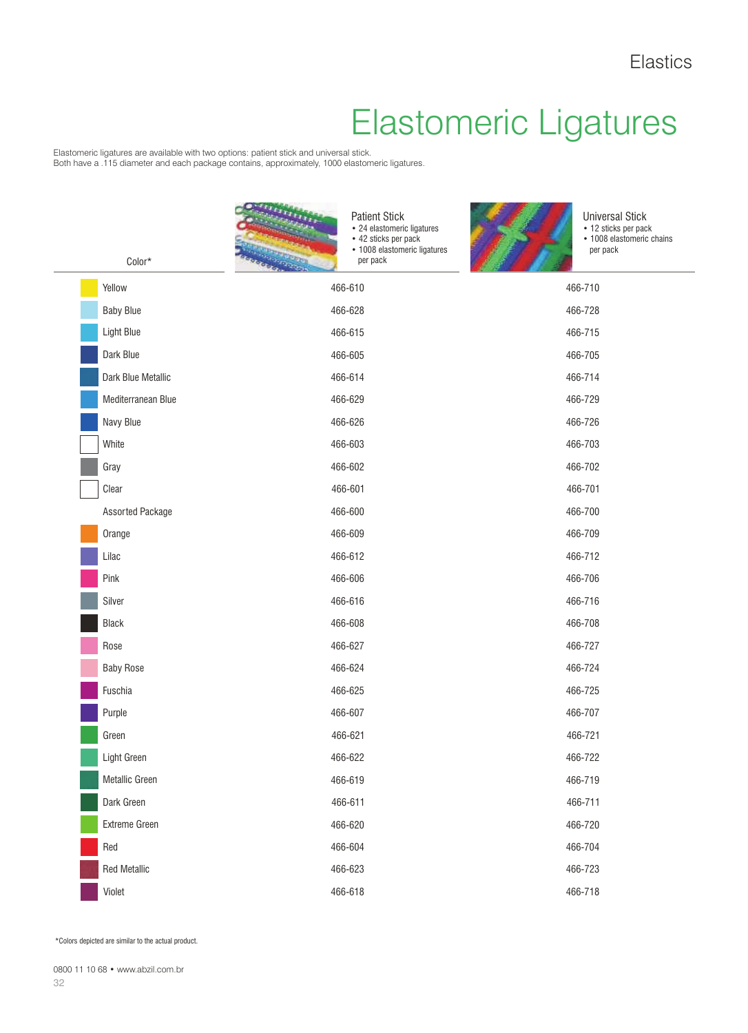# Elastomeric Ligatures

Elastomeric ligatures are available with two options: patient stick and universal stick.
Both have a .115 diameter and each package contains, approximately, 1000 elastomeric ligatures.

| Color* | Patient Stick<br>• 24 elastomeric ligatures<br>• 42 sticks per pack<br>• 1008 elastomeric ligatures per pack | Universal Stick<br>• 12 sticks per pack<br>• 1008 elastomeric chains per pack |
|---|---|---|
| Yellow | 466-610 | 466-710 |
| Baby Blue | 466-628 | 466-728 |
| Light Blue | 466-615 | 466-715 |
| Dark Blue | 466-605 | 466-705 |
| Dark Blue Metallic | 466-614 | 466-714 |
| Mediterranean Blue | 466-629 | 466-729 |
| Navy Blue | 466-626 | 466-726 |
| White | 466-603 | 466-703 |
| Gray | 466-602 | 466-702 |
| Clear | 466-601 | 466-701 |
| Assorted Package | 466-600 | 466-700 |
| Orange | 466-609 | 466-709 |
| Lilac | 466-612 | 466-712 |
| Pink | 466-606 | 466-706 |
| Silver | 466-616 | 466-716 |
| Black | 466-608 | 466-708 |
| Rose | 466-627 | 466-727 |
| Baby Rose | 466-624 | 466-724 |
| Fuschia | 466-625 | 466-725 |
| Purple | 466-607 | 466-707 |
| Green | 466-621 | 466-721 |
| Light Green | 466-622 | 466-722 |
| Metallic Green | 466-619 | 466-719 |
| Dark Green | 466-611 | 466-711 |
| Extreme Green | 466-620 | 466-720 |
| Red | 466-604 | 466-704 |
| Red Metallic | 466-623 | 466-723 |
| Violet | 466-618 | 466-718 |

*Colors depicted are similar to the actual product.

0800 11 10 68 • www.abzil.com.br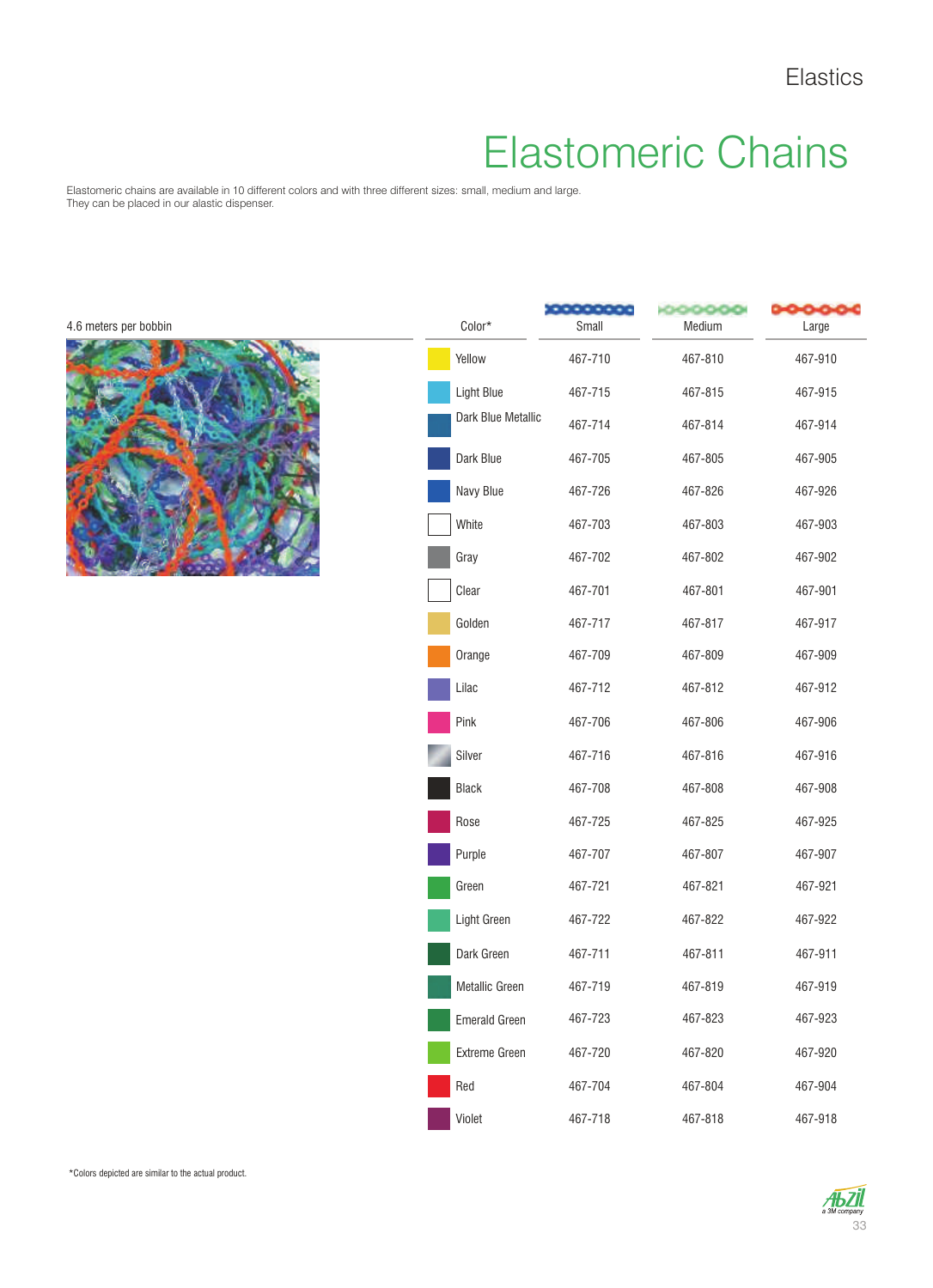Elastics

# Elastomeric Chains

Elastomeric chains are available in 10 different colors and with three different sizes: small, medium and large.
They can be placed in our alastic dispenser.

4.6 meters per bobbin

| Color* | Small | Medium | Large |
|---|---|---|---|
| Yellow | 467-710 | 467-810 | 467-910 |
| Light Blue | 467-715 | 467-815 | 467-915 |
| Dark Blue Metallic | 467-714 | 467-814 | 467-914 |
| Dark Blue | 467-705 | 467-805 | 467-905 |
| Navy Blue | 467-726 | 467-826 | 467-926 |
| White | 467-703 | 467-803 | 467-903 |
| Gray | 467-702 | 467-802 | 467-902 |
| Clear | 467-701 | 467-801 | 467-901 |
| Golden | 467-717 | 467-817 | 467-917 |
| Orange | 467-709 | 467-809 | 467-909 |
| Lilac | 467-712 | 467-812 | 467-912 |
| Pink | 467-706 | 467-806 | 467-906 |
| Silver | 467-716 | 467-816 | 467-916 |
| Black | 467-708 | 467-808 | 467-908 |
| Rose | 467-725 | 467-825 | 467-925 |
| Purple | 467-707 | 467-807 | 467-907 |
| Green | 467-721 | 467-821 | 467-921 |
| Light Green | 467-722 | 467-822 | 467-922 |
| Dark Green | 467-711 | 467-811 | 467-911 |
| Metallic Green | 467-719 | 467-819 | 467-919 |
| Emerald Green | 467-723 | 467-823 | 467-923 |
| Extreme Green | 467-720 | 467-820 | 467-920 |
| Red | 467-704 | 467-804 | 467-904 |
| Violet | 467-718 | 467-818 | 467-918 |

*Colors depicted are similar to the actual product.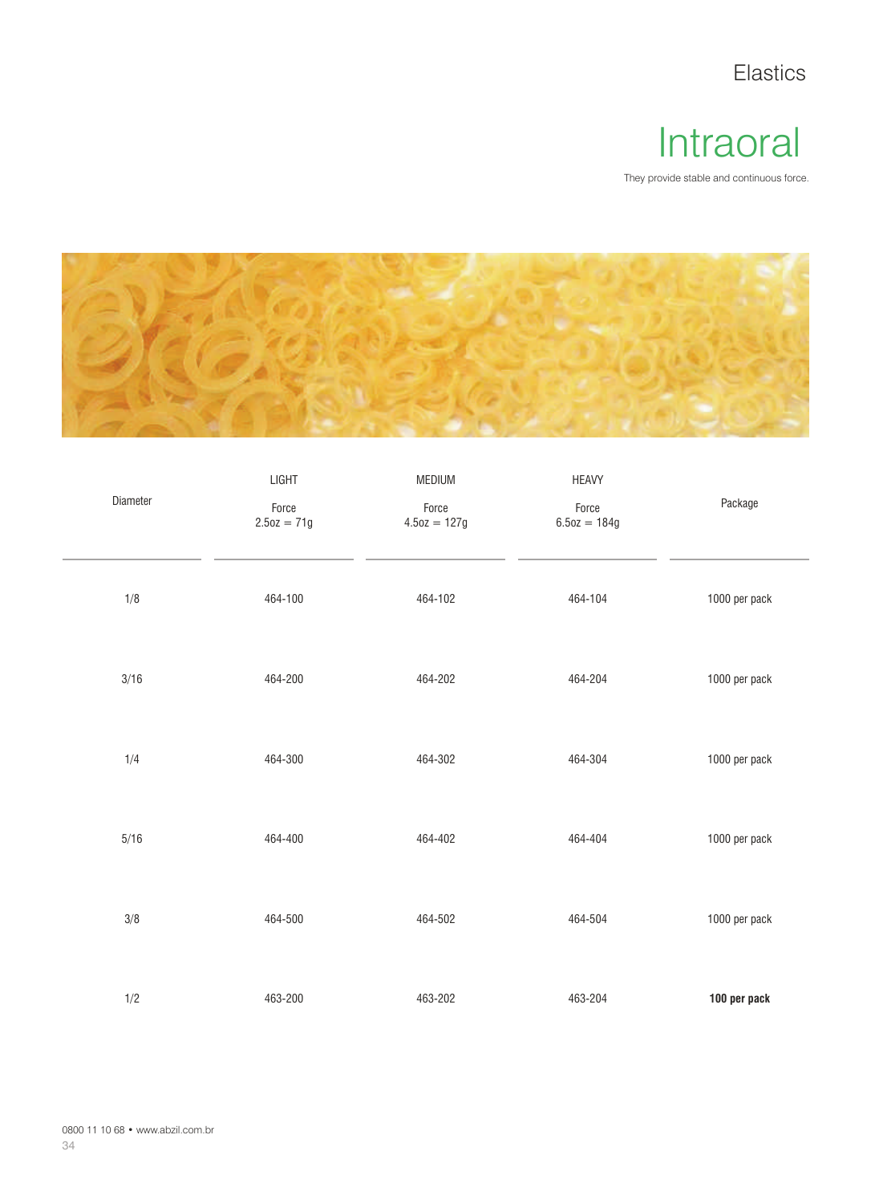Elastics

# Intraoral

They provide stable and continuous force.

| Diameter | LIGHT<br>Force<br>2.5oz = 71g | MEDIUM<br>Force<br>4.5oz = 127g | HEAVY<br>Force<br>6.5oz = 184g | Package |
|---|---|---|---|---|
| 1/8 | 464-100 | 464-102 | 464-104 | 1000 per pack |
| 3/16 | 464-200 | 464-202 | 464-204 | 1000 per pack |
| 1/4 | 464-300 | 464-302 | 464-304 | 1000 per pack |
| 5/16 | 464-400 | 464-402 | 464-404 | 1000 per pack |
| 3/8 | 464-500 | 464-502 | 464-504 | 1000 per pack |
| 1/2 | 463-200 | 463-202 | 463-204 | **100 per pack** |

0800 11 10 68 • www.abzil.com.br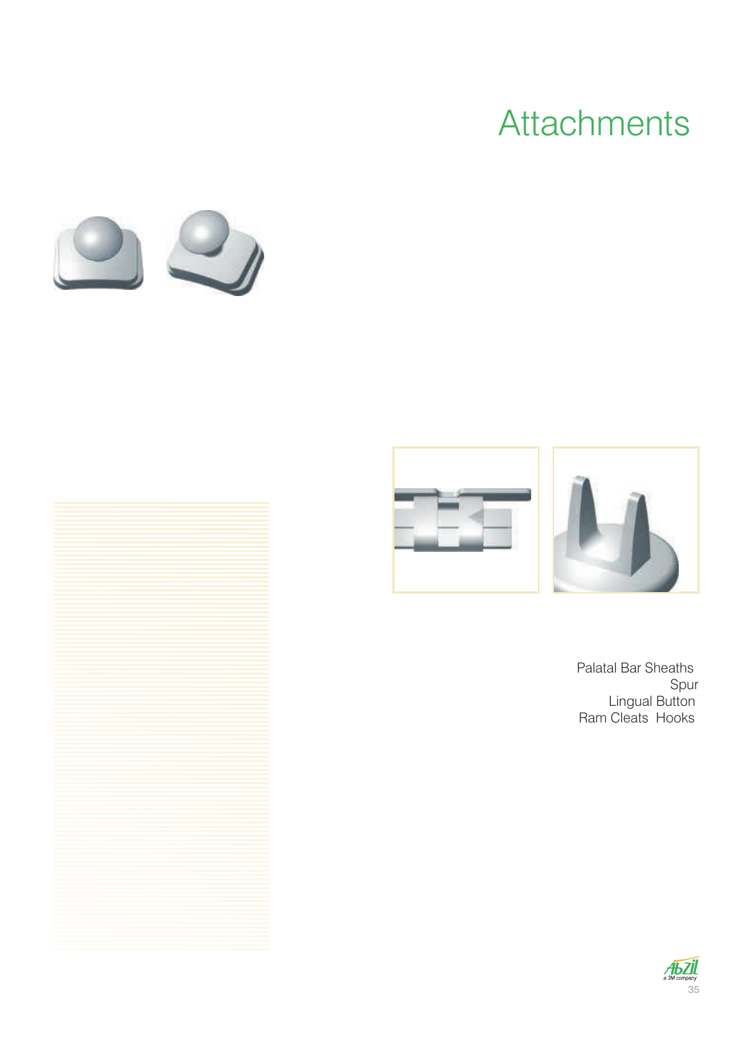# Attachments

Palatal Bar Sheaths
Spur
Lingual Button
Ram Cleats Hooks

Abzil
a 3M company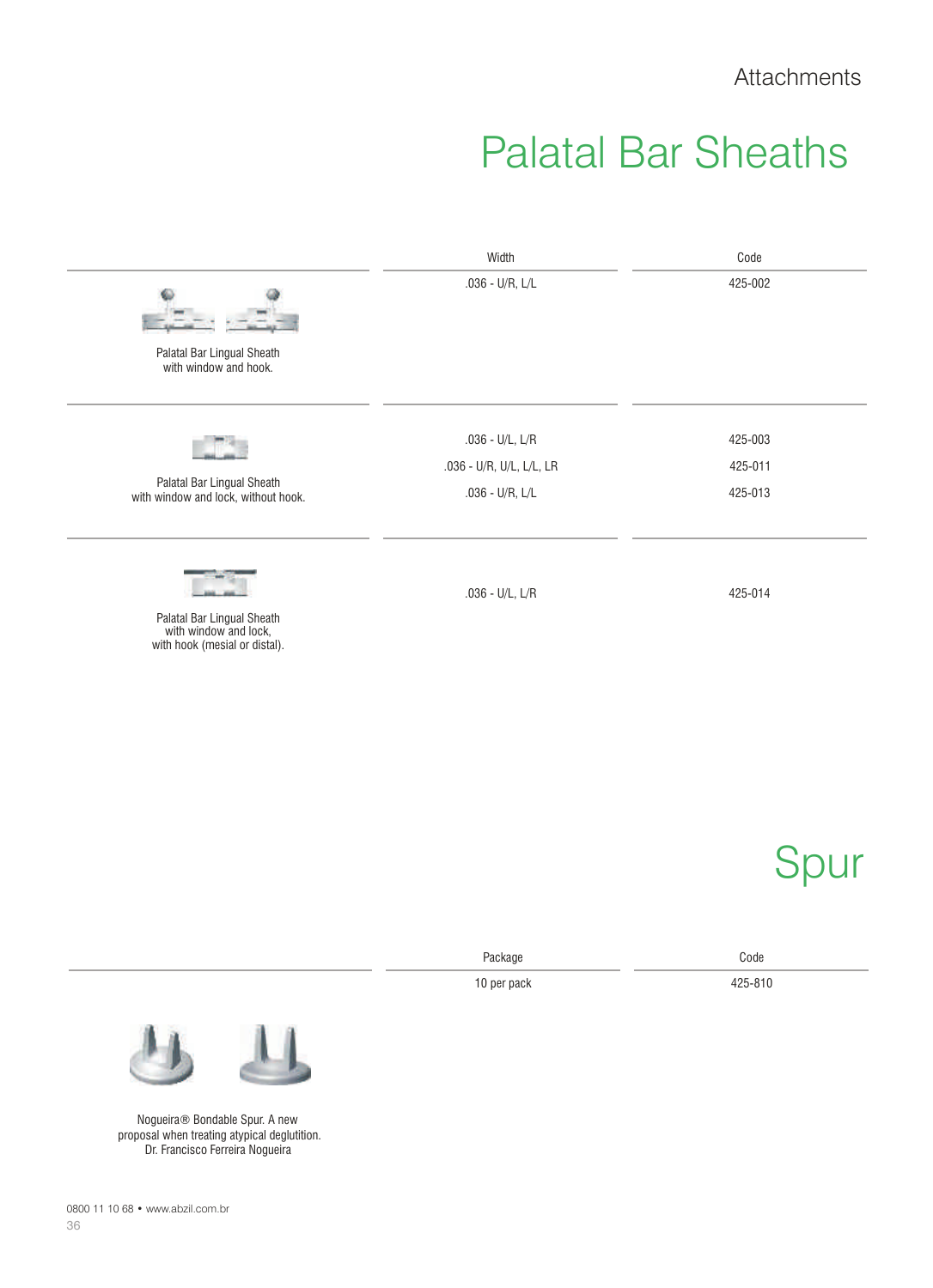# Palatal Bar Sheaths

| | Width | Code |
|---|---|---|
| Palatal Bar Lingual Sheath with window and hook. | .036 - U/R, L/L | 425-002 |
| Palatal Bar Lingual Sheath with window and lock, without hook. | .036 - U/L, L/R | 425-003 |
| | .036 - U/R, U/L, L/L, LR | 425-011 |
| | .036 - U/R, L/L | 425-013 |
| Palatal Bar Lingual Sheath with window and lock, with hook (mesial or distal). | .036 - U/L, L/R | 425-014 |

# Spur

| | Package | Code |
|---|---|---|
| Nogueira® Bondable Spur. A new proposal when treating atypical deglutition. Dr. Francisco Ferreira Nogueira | 10 per pack | 425-810 |

0800 11 10 68 • www.abzil.com.br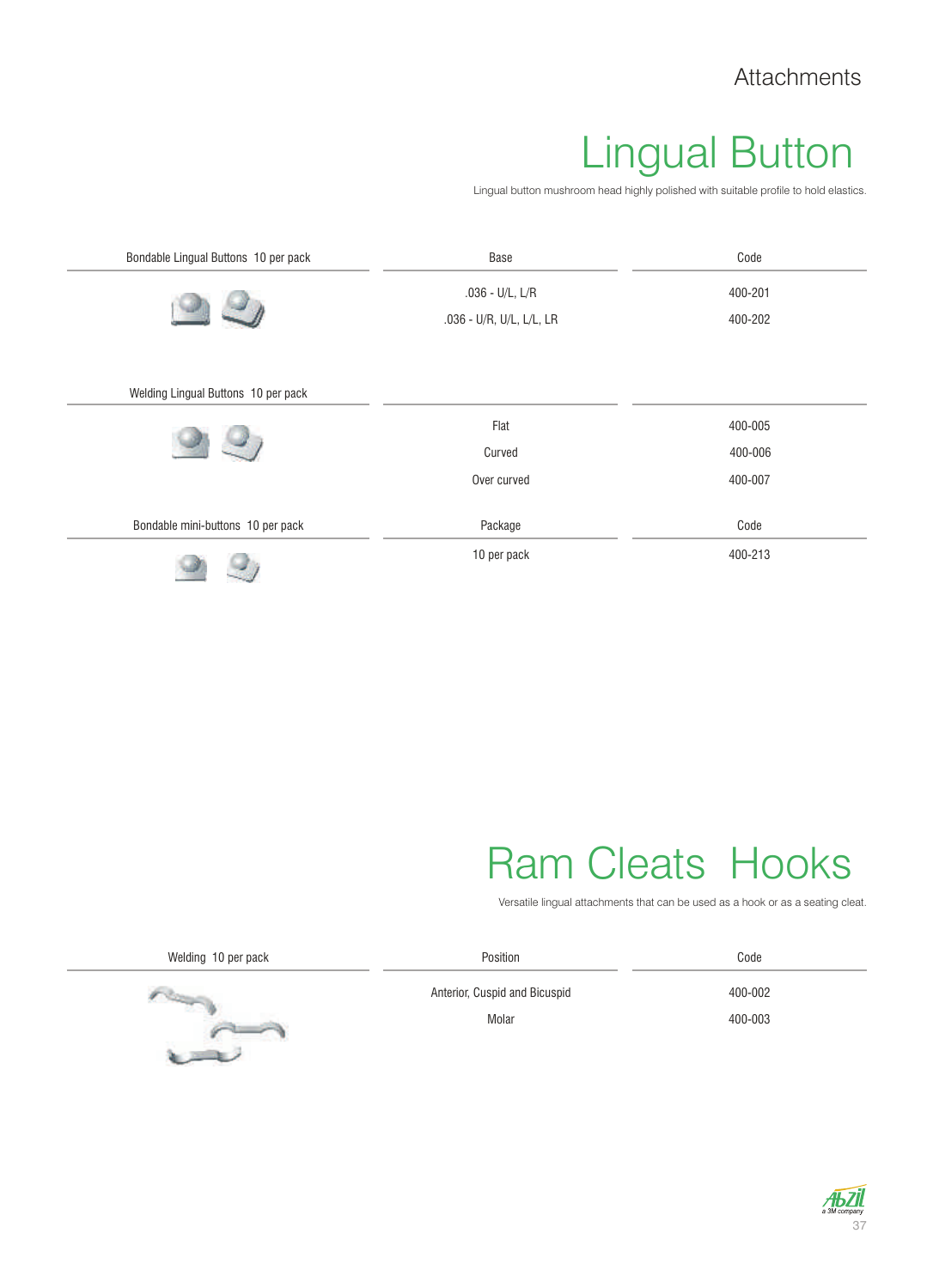# Attachments

## Lingual Button

Lingual button mushroom head highly polished with suitable profile to hold elastics.

| Bondable Lingual Buttons 10 per pack | Base | Code |
|---|---|---|
| | .036 - U/L, L/R | 400-201 |
| | .036 - U/R, U/L, L/L, LR | 400-202 |

| Welding Lingual Buttons 10 per pack | | |
|---|---|---|
| | Flat | 400-005 |
| | Curved | 400-006 |
| | Over curved | 400-007 |

| Bondable mini-buttons 10 per pack | Package | Code |
|---|---|---|
| | 10 per pack | 400-213 |

## Ram Cleats Hooks

Versatile lingual attachments that can be used as a hook or as a seating cleat.

| Welding 10 per pack | Position | Code |
|---|---|---|
| | Anterior, Cuspid and Bicuspid | 400-002 |
| | Molar | 400-003 |